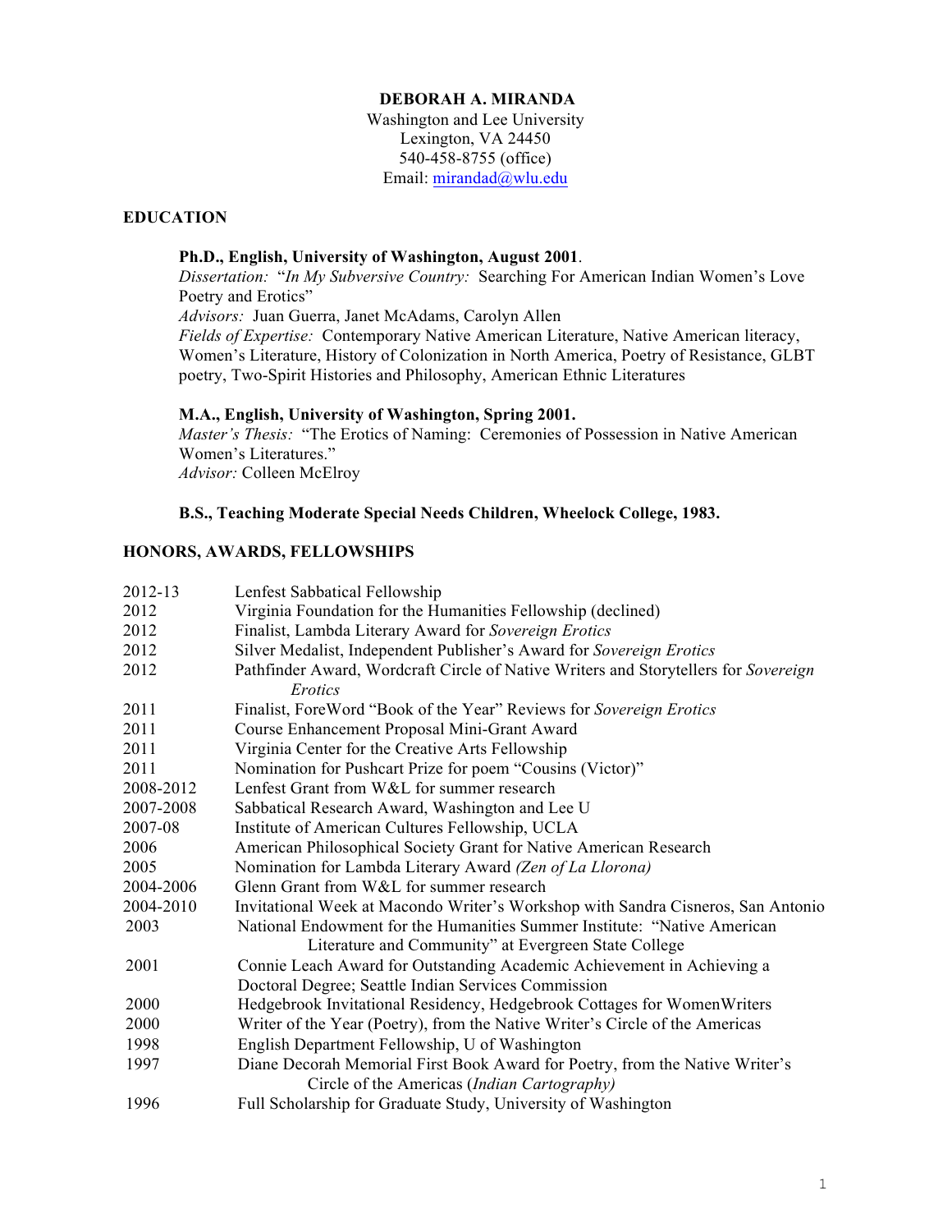# DEBORAH A. MIRANDA

Washington and Lee University
Lexington, VA 24450
540-458-8755 (office)
Email: mirandad@wlu.edu

## EDUCATION

**Ph.D., English, University of Washington, August 2001**.
*Dissertation:* "*In My Subversive Country:* Searching For American Indian Women's Love Poetry and Erotics"
*Advisors:* Juan Guerra, Janet McAdams, Carolyn Allen
*Fields of Expertise:* Contemporary Native American Literature, Native American literacy, Women's Literature, History of Colonization in North America, Poetry of Resistance, GLBT poetry, Two-Spirit Histories and Philosophy, American Ethnic Literatures

**M.A., English, University of Washington, Spring 2001.**
*Master's Thesis:* "The Erotics of Naming: Ceremonies of Possession in Native American Women's Literatures."
*Advisor:* Colleen McElroy

**B.S., Teaching Moderate Special Needs Children, Wheelock College, 1983.**

## HONORS, AWARDS, FELLOWSHIPS

| | |
|---|---|
| 2012-13 | Lenfest Sabbatical Fellowship |
| 2012 | Virginia Foundation for the Humanities Fellowship (declined) |
| 2012 | Finalist, Lambda Literary Award for *Sovereign Erotics* |
| 2012 | Silver Medalist, Independent Publisher's Award for *Sovereign Erotics* |
| 2012 | Pathfinder Award, Wordcraft Circle of Native Writers and Storytellers for *Sovereign Erotics* |
| 2011 | Finalist, ForeWord "Book of the Year" Reviews for *Sovereign Erotics* |
| 2011 | Course Enhancement Proposal Mini-Grant Award |
| 2011 | Virginia Center for the Creative Arts Fellowship |
| 2011 | Nomination for Pushcart Prize for poem "Cousins (Victor)" |
| 2008-2012 | Lenfest Grant from W&L for summer research |
| 2007-2008 | Sabbatical Research Award, Washington and Lee U |
| 2007-08 | Institute of American Cultures Fellowship, UCLA |
| 2006 | American Philosophical Society Grant for Native American Research |
| 2005 | Nomination for Lambda Literary Award *(Zen of La Llorona)* |
| 2004-2006 | Glenn Grant from W&L for summer research |
| 2004-2010 | Invitational Week at Macondo Writer's Workshop with Sandra Cisneros, San Antonio |
| 2003 | National Endowment for the Humanities Summer Institute: "Native American Literature and Community" at Evergreen State College |
| 2001 | Connie Leach Award for Outstanding Academic Achievement in Achieving a Doctoral Degree; Seattle Indian Services Commission |
| 2000 | Hedgebrook Invitational Residency, Hedgebrook Cottages for WomenWriters |
| 2000 | Writer of the Year (Poetry), from the Native Writer's Circle of the Americas |
| 1998 | English Department Fellowship, U of Washington |
| 1997 | Diane Decorah Memorial First Book Award for Poetry, from the Native Writer's Circle of the Americas (*Indian Cartography)* |
| 1996 | Full Scholarship for Graduate Study, University of Washington |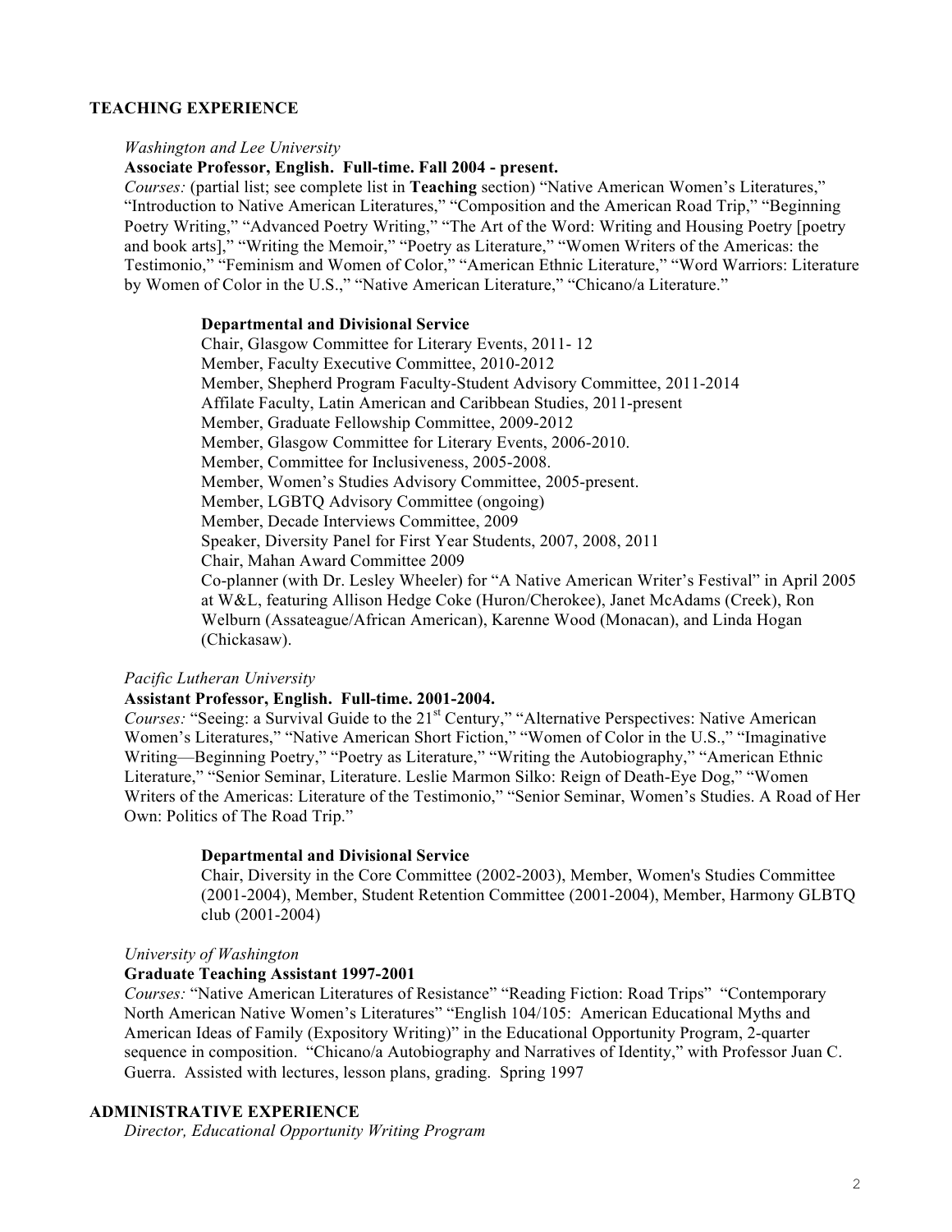## TEACHING EXPERIENCE

*Washington and Lee University*

**Associate Professor, English. Full-time. Fall 2004 - present.**

*Courses:* (partial list; see complete list in **Teaching** section) "Native American Women's Literatures," "Introduction to Native American Literatures," "Composition and the American Road Trip," "Beginning Poetry Writing," "Advanced Poetry Writing," "The Art of the Word: Writing and Housing Poetry [poetry and book arts]," "Writing the Memoir," "Poetry as Literature," "Women Writers of the Americas: the Testimonio," "Feminism and Women of Color," "American Ethnic Literature," "Word Warriors: Literature by Women of Color in the U.S.," "Native American Literature," "Chicano/a Literature."

**Departmental and Divisional Service**

Chair, Glasgow Committee for Literary Events, 2011- 12
Member, Faculty Executive Committee, 2010-2012
Member, Shepherd Program Faculty-Student Advisory Committee, 2011-2014
Affilate Faculty, Latin American and Caribbean Studies, 2011-present
Member, Graduate Fellowship Committee, 2009-2012
Member, Glasgow Committee for Literary Events, 2006-2010.
Member, Committee for Inclusiveness, 2005-2008.
Member, Women's Studies Advisory Committee, 2005-present.
Member, LGBTQ Advisory Committee (ongoing)
Member, Decade Interviews Committee, 2009
Speaker, Diversity Panel for First Year Students, 2007, 2008, 2011
Chair, Mahan Award Committee 2009
Co-planner (with Dr. Lesley Wheeler) for "A Native American Writer's Festival" in April 2005 at W&L, featuring Allison Hedge Coke (Huron/Cherokee), Janet McAdams (Creek), Ron Welburn (Assateague/African American), Karenne Wood (Monacan), and Linda Hogan (Chickasaw).

*Pacific Lutheran University*

**Assistant Professor, English. Full-time. 2001-2004.**

*Courses:* "Seeing: a Survival Guide to the 21st Century," "Alternative Perspectives: Native American Women's Literatures," "Native American Short Fiction," "Women of Color in the U.S.," "Imaginative Writing—Beginning Poetry," "Poetry as Literature," "Writing the Autobiography," "American Ethnic Literature," "Senior Seminar, Literature. Leslie Marmon Silko: Reign of Death-Eye Dog," "Women Writers of the Americas: Literature of the Testimonio," "Senior Seminar, Women's Studies. A Road of Her Own: Politics of The Road Trip."

**Departmental and Divisional Service**

Chair, Diversity in the Core Committee (2002-2003), Member, Women's Studies Committee (2001-2004), Member, Student Retention Committee (2001-2004), Member, Harmony GLBTQ club (2001-2004)

*University of Washington*

**Graduate Teaching Assistant 1997-2001**

*Courses:* "Native American Literatures of Resistance" "Reading Fiction: Road Trips" "Contemporary North American Native Women's Literatures" "English 104/105: American Educational Myths and American Ideas of Family (Expository Writing)" in the Educational Opportunity Program, 2-quarter sequence in composition. "Chicano/a Autobiography and Narratives of Identity," with Professor Juan C. Guerra. Assisted with lectures, lesson plans, grading. Spring 1997

## ADMINISTRATIVE EXPERIENCE

*Director, Educational Opportunity Writing Program*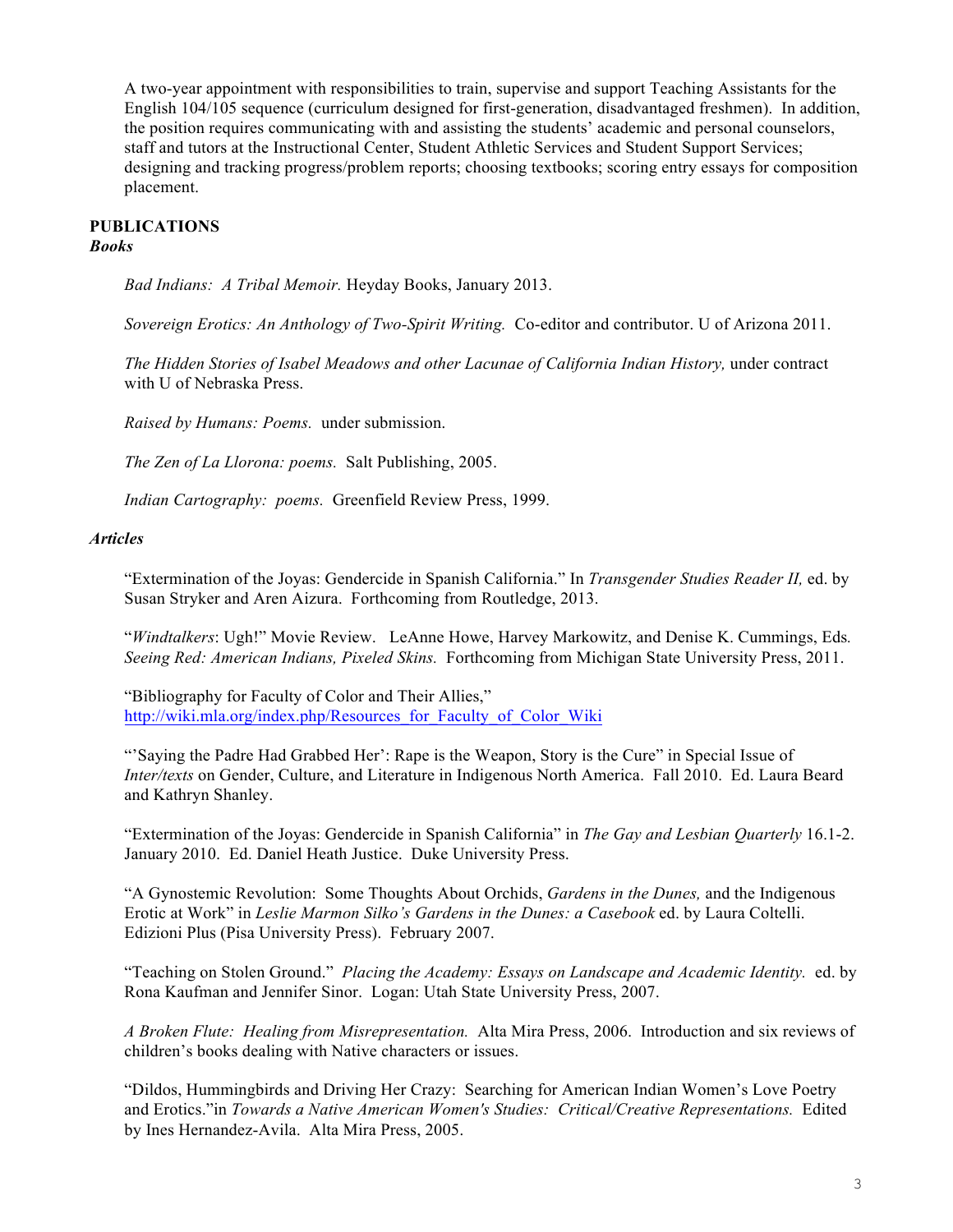A two-year appointment with responsibilities to train, supervise and support Teaching Assistants for the English 104/105 sequence (curriculum designed for first-generation, disadvantaged freshmen). In addition, the position requires communicating with and assisting the students' academic and personal counselors, staff and tutors at the Instructional Center, Student Athletic Services and Student Support Services; designing and tracking progress/problem reports; choosing textbooks; scoring entry essays for composition placement.

## PUBLICATIONS

### *Books*

*Bad Indians: A Tribal Memoir.* Heyday Books, January 2013.

*Sovereign Erotics: An Anthology of Two-Spirit Writing.* Co-editor and contributor. U of Arizona 2011.

*The Hidden Stories of Isabel Meadows and other Lacunae of California Indian History,* under contract with U of Nebraska Press.

*Raised by Humans: Poems.* under submission.

*The Zen of La Llorona: poems.* Salt Publishing, 2005.

*Indian Cartography: poems.* Greenfield Review Press, 1999.

### *Articles*

"Extermination of the Joyas: Gendercide in Spanish California." In *Transgender Studies Reader II,* ed. by Susan Stryker and Aren Aizura. Forthcoming from Routledge, 2013.

"*Windtalkers*: Ugh!" Movie Review. LeAnne Howe, Harvey Markowitz, and Denise K. Cummings, Eds. *Seeing Red: American Indians, Pixeled Skins.* Forthcoming from Michigan State University Press, 2011.

"Bibliography for Faculty of Color and Their Allies," http://wiki.mla.org/index.php/Resources_for_Faculty_of_Color_Wiki

"'Saying the Padre Had Grabbed Her': Rape is the Weapon, Story is the Cure" in Special Issue of *Inter/texts* on Gender, Culture, and Literature in Indigenous North America. Fall 2010. Ed. Laura Beard and Kathryn Shanley.

"Extermination of the Joyas: Gendercide in Spanish California" in *The Gay and Lesbian Quarterly* 16.1-2. January 2010. Ed. Daniel Heath Justice. Duke University Press.

"A Gynostemic Revolution: Some Thoughts About Orchids, *Gardens in the Dunes,* and the Indigenous Erotic at Work" in *Leslie Marmon Silko's Gardens in the Dunes: a Casebook* ed. by Laura Coltelli. Edizioni Plus (Pisa University Press). February 2007.

"Teaching on Stolen Ground." *Placing the Academy: Essays on Landscape and Academic Identity.* ed. by Rona Kaufman and Jennifer Sinor. Logan: Utah State University Press, 2007.

*A Broken Flute: Healing from Misrepresentation.* Alta Mira Press, 2006. Introduction and six reviews of children's books dealing with Native characters or issues.

"Dildos, Hummingbirds and Driving Her Crazy: Searching for American Indian Women's Love Poetry and Erotics."in *Towards a Native American Women's Studies: Critical/Creative Representations.* Edited by Ines Hernandez-Avila. Alta Mira Press, 2005.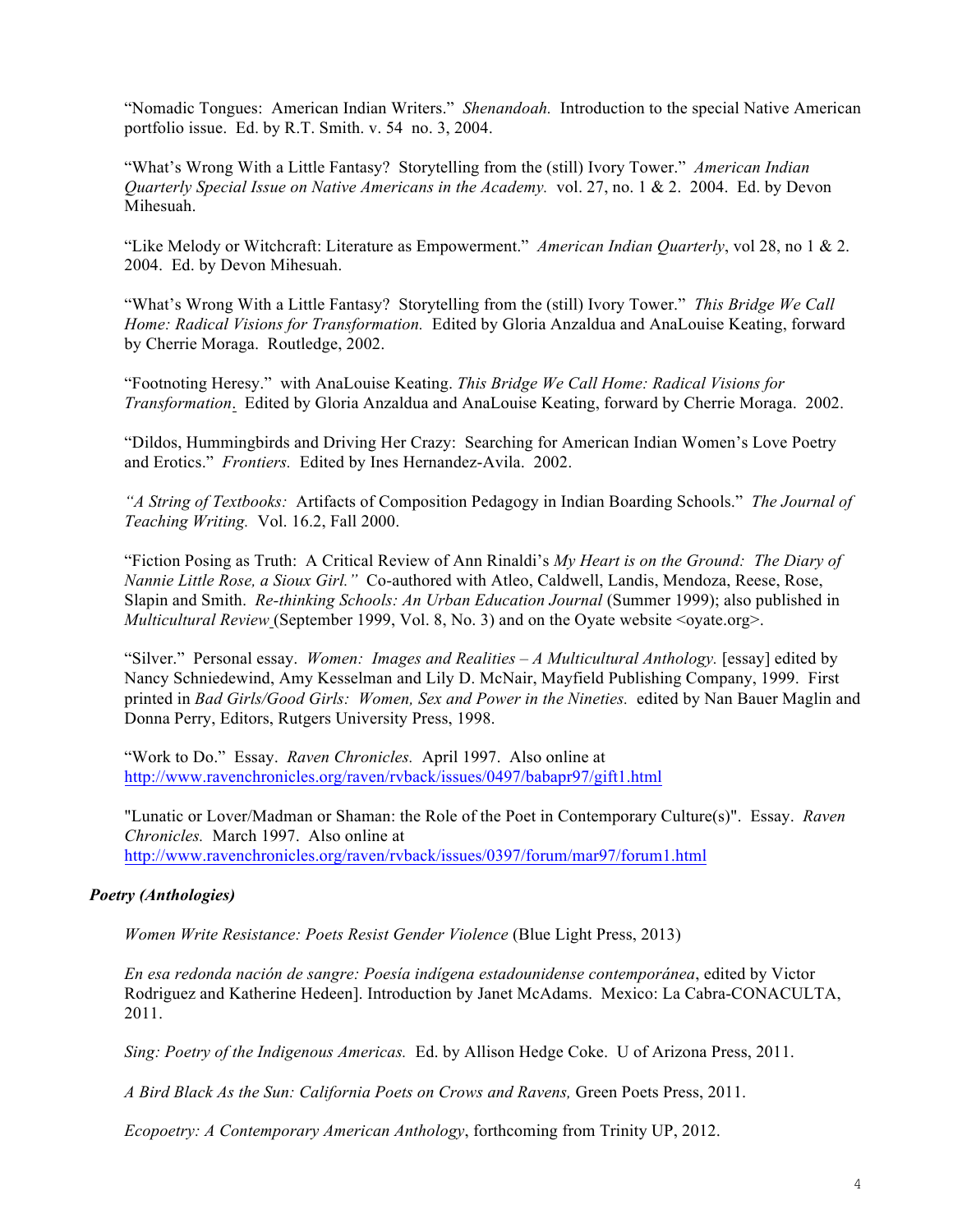"Nomadic Tongues: American Indian Writers." *Shenandoah.* Introduction to the special Native American portfolio issue. Ed. by R.T. Smith. v. 54 no. 3, 2004.

"What's Wrong With a Little Fantasy? Storytelling from the (still) Ivory Tower." *American Indian Quarterly Special Issue on Native Americans in the Academy.* vol. 27, no. 1 & 2. 2004. Ed. by Devon Mihesuah.

"Like Melody or Witchcraft: Literature as Empowerment." *American Indian Quarterly*, vol 28, no 1 & 2. 2004. Ed. by Devon Mihesuah.

"What's Wrong With a Little Fantasy? Storytelling from the (still) Ivory Tower." *This Bridge We Call Home: Radical Visions for Transformation.* Edited by Gloria Anzaldua and AnaLouise Keating, forward by Cherrie Moraga. Routledge, 2002.

"Footnoting Heresy." with AnaLouise Keating. *This Bridge We Call Home: Radical Visions for Transformation*. Edited by Gloria Anzaldua and AnaLouise Keating, forward by Cherrie Moraga. 2002.

"Dildos, Hummingbirds and Driving Her Crazy: Searching for American Indian Women's Love Poetry and Erotics." *Frontiers.* Edited by Ines Hernandez-Avila. 2002.

*"A String of Textbooks:* Artifacts of Composition Pedagogy in Indian Boarding Schools." *The Journal of Teaching Writing.* Vol. 16.2, Fall 2000.

"Fiction Posing as Truth: A Critical Review of Ann Rinaldi's *My Heart is on the Ground: The Diary of Nannie Little Rose, a Sioux Girl."* Co-authored with Atleo, Caldwell, Landis, Mendoza, Reese, Rose, Slapin and Smith. *Re-thinking Schools: An Urban Education Journal* (Summer 1999); also published in *Multicultural Review* (September 1999, Vol. 8, No. 3) and on the Oyate website <oyate.org>.

"Silver." Personal essay. *Women: Images and Realities – A Multicultural Anthology.* [essay] edited by Nancy Schniedewind, Amy Kesselman and Lily D. McNair, Mayfield Publishing Company, 1999. First printed in *Bad Girls/Good Girls: Women, Sex and Power in the Nineties.* edited by Nan Bauer Maglin and Donna Perry, Editors, Rutgers University Press, 1998.

"Work to Do." Essay. *Raven Chronicles.* April 1997. Also online at http://www.ravenchronicles.org/raven/rvback/issues/0497/babapr97/gift1.html

"Lunatic or Lover/Madman or Shaman: the Role of the Poet in Contemporary Culture(s)". Essay. *Raven Chronicles.* March 1997. Also online at http://www.ravenchronicles.org/raven/rvback/issues/0397/forum/mar97/forum1.html

### *Poetry (Anthologies)*

*Women Write Resistance: Poets Resist Gender Violence* (Blue Light Press, 2013)

*En esa redonda nación de sangre: Poesía indígena estadounidense contemporánea*, edited by Victor Rodriguez and Katherine Hedeen]. Introduction by Janet McAdams. Mexico: La Cabra-CONACULTA, 2011.

*Sing: Poetry of the Indigenous Americas.* Ed. by Allison Hedge Coke. U of Arizona Press, 2011.

*A Bird Black As the Sun: California Poets on Crows and Ravens,* Green Poets Press, 2011.

*Ecopoetry: A Contemporary American Anthology*, forthcoming from Trinity UP, 2012.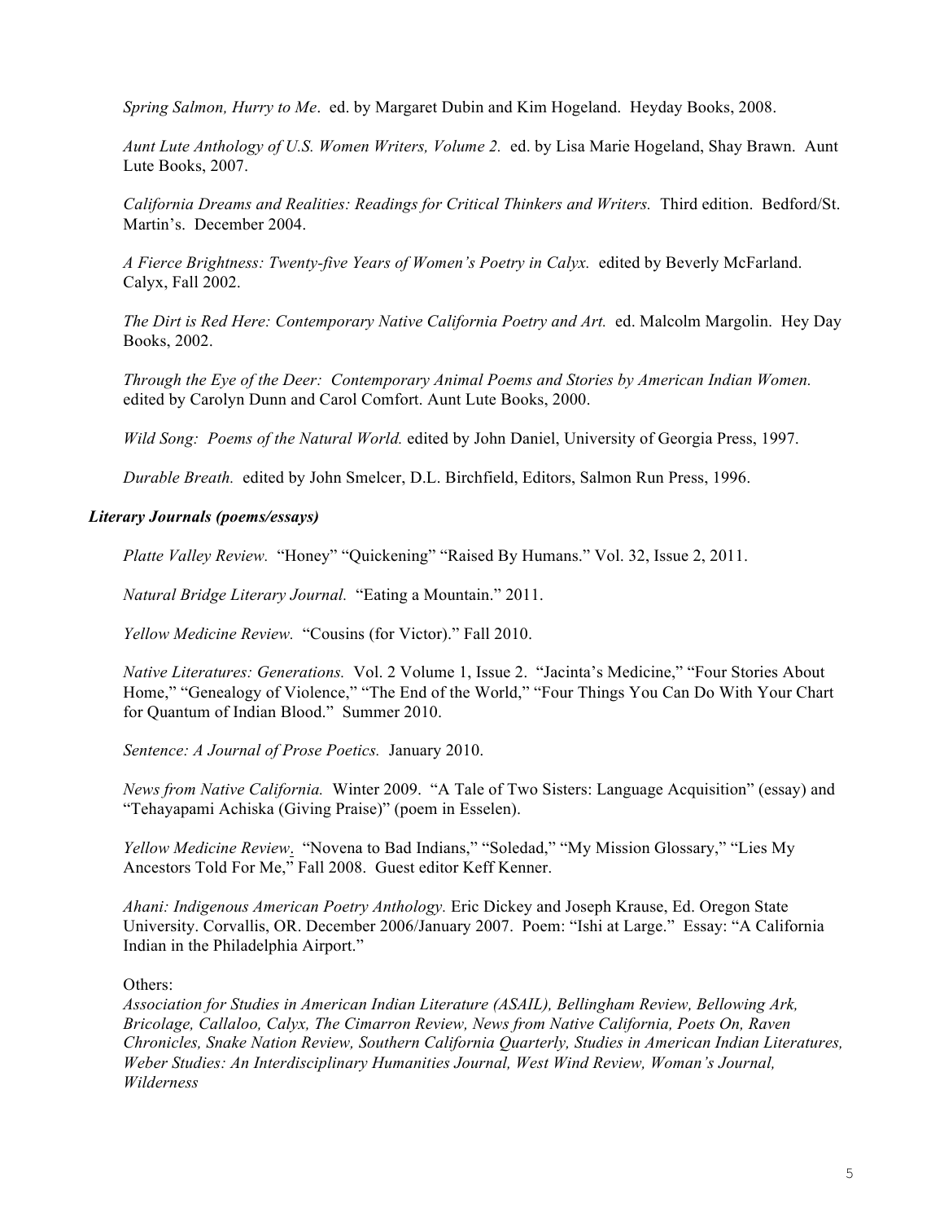*Spring Salmon, Hurry to Me*. ed. by Margaret Dubin and Kim Hogeland. Heyday Books, 2008.

*Aunt Lute Anthology of U.S. Women Writers, Volume 2.* ed. by Lisa Marie Hogeland, Shay Brawn. Aunt Lute Books, 2007.

*California Dreams and Realities: Readings for Critical Thinkers and Writers.* Third edition. Bedford/St. Martin's. December 2004.

*A Fierce Brightness: Twenty-five Years of Women's Poetry in Calyx.* edited by Beverly McFarland. Calyx, Fall 2002.

*The Dirt is Red Here: Contemporary Native California Poetry and Art.* ed. Malcolm Margolin. Hey Day Books, 2002.

*Through the Eye of the Deer: Contemporary Animal Poems and Stories by American Indian Women.* edited by Carolyn Dunn and Carol Comfort. Aunt Lute Books, 2000.

*Wild Song: Poems of the Natural World.* edited by John Daniel, University of Georgia Press, 1997.

*Durable Breath.* edited by John Smelcer, D.L. Birchfield, Editors, Salmon Run Press, 1996.

### *Literary Journals (poems/essays)*

*Platte Valley Review.* "Honey" "Quickening" "Raised By Humans." Vol. 32, Issue 2, 2011.

*Natural Bridge Literary Journal.* "Eating a Mountain." 2011.

*Yellow Medicine Review.* "Cousins (for Victor)." Fall 2010.

*Native Literatures: Generations.* Vol. 2 Volume 1, Issue 2. "Jacinta's Medicine," "Four Stories About Home," "Genealogy of Violence," "The End of the World," "Four Things You Can Do With Your Chart for Quantum of Indian Blood." Summer 2010.

*Sentence: A Journal of Prose Poetics.* January 2010.

*News from Native California.* Winter 2009. "A Tale of Two Sisters: Language Acquisition" (essay) and "Tehayapami Achiska (Giving Praise)" (poem in Esselen).

*Yellow Medicine Review*. "Novena to Bad Indians," "Soledad," "My Mission Glossary," "Lies My Ancestors Told For Me," Fall 2008. Guest editor Keff Kenner.

*Ahani: Indigenous American Poetry Anthology.* Eric Dickey and Joseph Krause, Ed. Oregon State University. Corvallis, OR. December 2006/January 2007. Poem: "Ishi at Large." Essay: "A California Indian in the Philadelphia Airport."

Others:
*Association for Studies in American Indian Literature (ASAIL), Bellingham Review, Bellowing Ark, Bricolage, Callaloo, Calyx, The Cimarron Review, News from Native California, Poets On, Raven Chronicles, Snake Nation Review, Southern California Quarterly, Studies in American Indian Literatures, Weber Studies: An Interdisciplinary Humanities Journal, West Wind Review, Woman's Journal, Wilderness*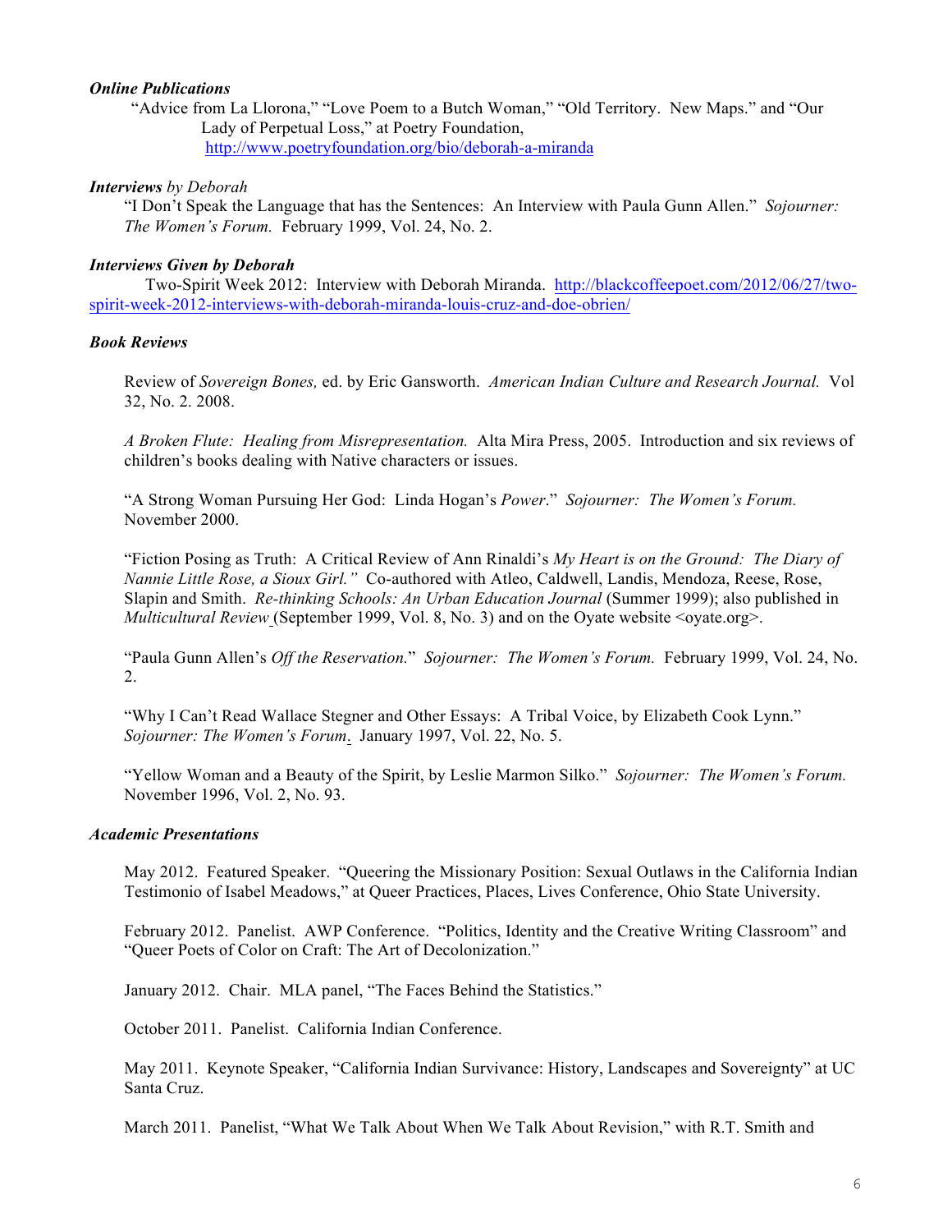***Online Publications***

"Advice from La Llorona," "Love Poem to a Butch Woman," "Old Territory. New Maps." and "Our Lady of Perpetual Loss," at Poetry Foundation, http://www.poetryfoundation.org/bio/deborah-a-miranda

***Interviews** by Deborah*

"I Don't Speak the Language that has the Sentences: An Interview with Paula Gunn Allen." *Sojourner: The Women's Forum.* February 1999, Vol. 24, No. 2.

***Interviews Given by Deborah***

Two-Spirit Week 2012: Interview with Deborah Miranda. http://blackcoffeepoet.com/2012/06/27/two-spirit-week-2012-interviews-with-deborah-miranda-louis-cruz-and-doe-obrien/

***Book Reviews***

Review of *Sovereign Bones,* ed. by Eric Gansworth. *American Indian Culture and Research Journal.* Vol 32, No. 2. 2008.

*A Broken Flute: Healing from Misrepresentation.* Alta Mira Press, 2005. Introduction and six reviews of children's books dealing with Native characters or issues.

"A Strong Woman Pursuing Her God: Linda Hogan's *Power*." *Sojourner: The Women's Forum.* November 2000.

"Fiction Posing as Truth: A Critical Review of Ann Rinaldi's *My Heart is on the Ground: The Diary of Nannie Little Rose, a Sioux Girl."* Co-authored with Atleo, Caldwell, Landis, Mendoza, Reese, Rose, Slapin and Smith. *Re-thinking Schools: An Urban Education Journal* (Summer 1999); also published in *Multicultural Review* (September 1999, Vol. 8, No. 3) and on the Oyate website <oyate.org>.

"Paula Gunn Allen's *Off the Reservation.*" *Sojourner: The Women's Forum.* February 1999, Vol. 24, No. 2.

"Why I Can't Read Wallace Stegner and Other Essays: A Tribal Voice, by Elizabeth Cook Lynn." *Sojourner: The Women's Forum*. January 1997, Vol. 22, No. 5.

"Yellow Woman and a Beauty of the Spirit, by Leslie Marmon Silko." *Sojourner: The Women's Forum.* November 1996, Vol. 2, No. 93.

***Academic Presentations***

May 2012. Featured Speaker. "Queering the Missionary Position: Sexual Outlaws in the California Indian Testimonio of Isabel Meadows," at Queer Practices, Places, Lives Conference, Ohio State University.

February 2012. Panelist. AWP Conference. "Politics, Identity and the Creative Writing Classroom" and "Queer Poets of Color on Craft: The Art of Decolonization."

January 2012. Chair. MLA panel, "The Faces Behind the Statistics."

October 2011. Panelist. California Indian Conference.

May 2011. Keynote Speaker, "California Indian Survivance: History, Landscapes and Sovereignty" at UC Santa Cruz.

March 2011. Panelist, "What We Talk About When We Talk About Revision," with R.T. Smith and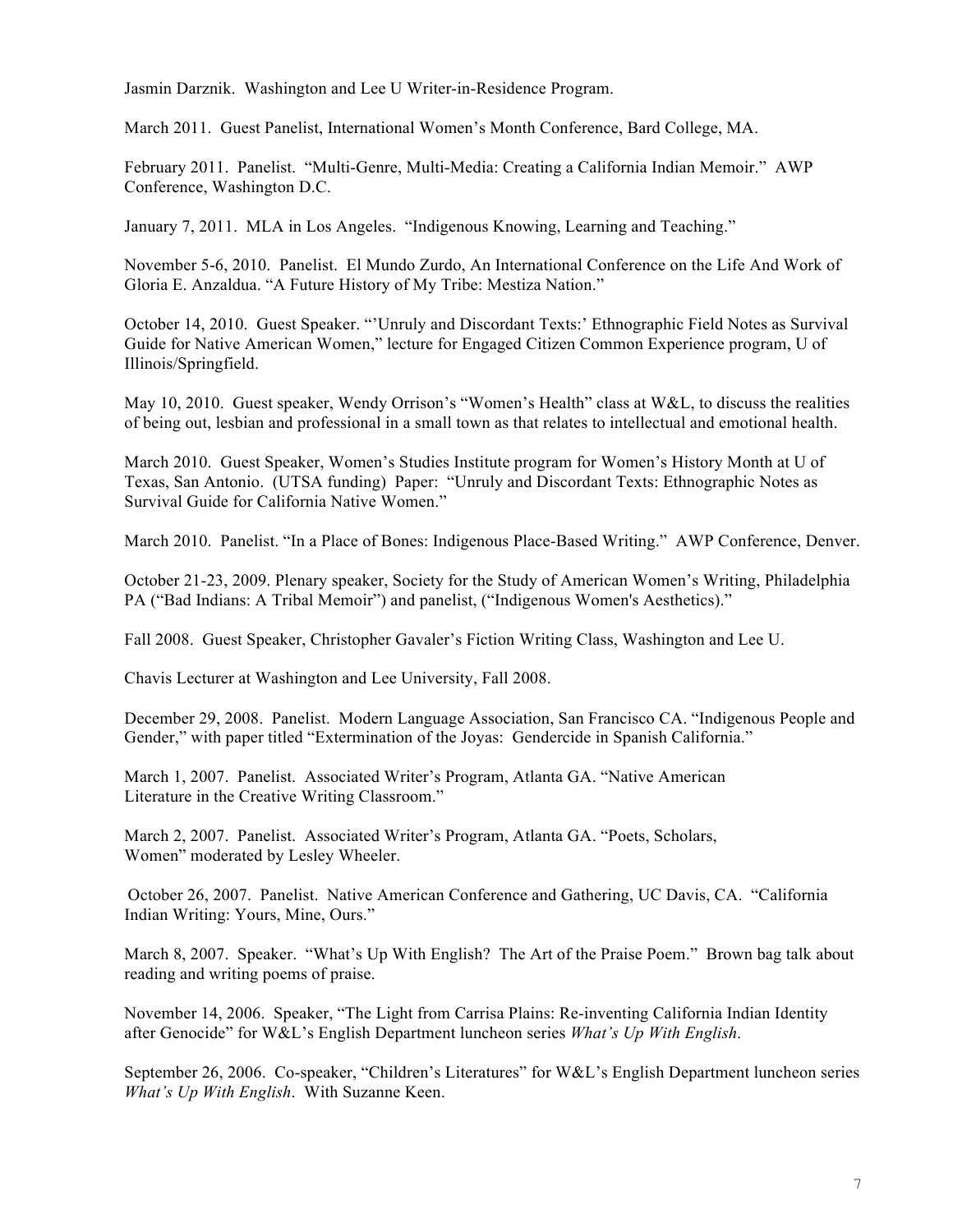Jasmin Darznik. Washington and Lee U Writer-in-Residence Program.

March 2011. Guest Panelist, International Women's Month Conference, Bard College, MA.

February 2011. Panelist. "Multi-Genre, Multi-Media: Creating a California Indian Memoir." AWP Conference, Washington D.C.

January 7, 2011. MLA in Los Angeles. "Indigenous Knowing, Learning and Teaching."

November 5-6, 2010. Panelist. El Mundo Zurdo, An International Conference on the Life And Work of Gloria E. Anzaldua. "A Future History of My Tribe: Mestiza Nation."

October 14, 2010. Guest Speaker. "'Unruly and Discordant Texts:' Ethnographic Field Notes as Survival Guide for Native American Women," lecture for Engaged Citizen Common Experience program, U of Illinois/Springfield.

May 10, 2010. Guest speaker, Wendy Orrison's "Women's Health" class at W&L, to discuss the realities of being out, lesbian and professional in a small town as that relates to intellectual and emotional health.

March 2010. Guest Speaker, Women's Studies Institute program for Women's History Month at U of Texas, San Antonio. (UTSA funding) Paper: "Unruly and Discordant Texts: Ethnographic Notes as Survival Guide for California Native Women."

March 2010. Panelist. "In a Place of Bones: Indigenous Place-Based Writing." AWP Conference, Denver.

October 21-23, 2009. Plenary speaker, Society for the Study of American Women's Writing, Philadelphia PA ("Bad Indians: A Tribal Memoir") and panelist, ("Indigenous Women's Aesthetics)."

Fall 2008. Guest Speaker, Christopher Gavaler's Fiction Writing Class, Washington and Lee U.

Chavis Lecturer at Washington and Lee University, Fall 2008.

December 29, 2008. Panelist. Modern Language Association, San Francisco CA. "Indigenous People and Gender," with paper titled "Extermination of the Joyas: Gendercide in Spanish California."

March 1, 2007. Panelist. Associated Writer's Program, Atlanta GA. "Native American Literature in the Creative Writing Classroom."

March 2, 2007. Panelist. Associated Writer's Program, Atlanta GA. "Poets, Scholars, Women" moderated by Lesley Wheeler.

October 26, 2007. Panelist. Native American Conference and Gathering, UC Davis, CA. "California Indian Writing: Yours, Mine, Ours."

March 8, 2007. Speaker. "What's Up With English? The Art of the Praise Poem." Brown bag talk about reading and writing poems of praise.

November 14, 2006. Speaker, "The Light from Carrisa Plains: Re-inventing California Indian Identity after Genocide" for W&L's English Department luncheon series *What's Up With English*.

September 26, 2006. Co-speaker, "Children's Literatures" for W&L's English Department luncheon series *What's Up With English*. With Suzanne Keen.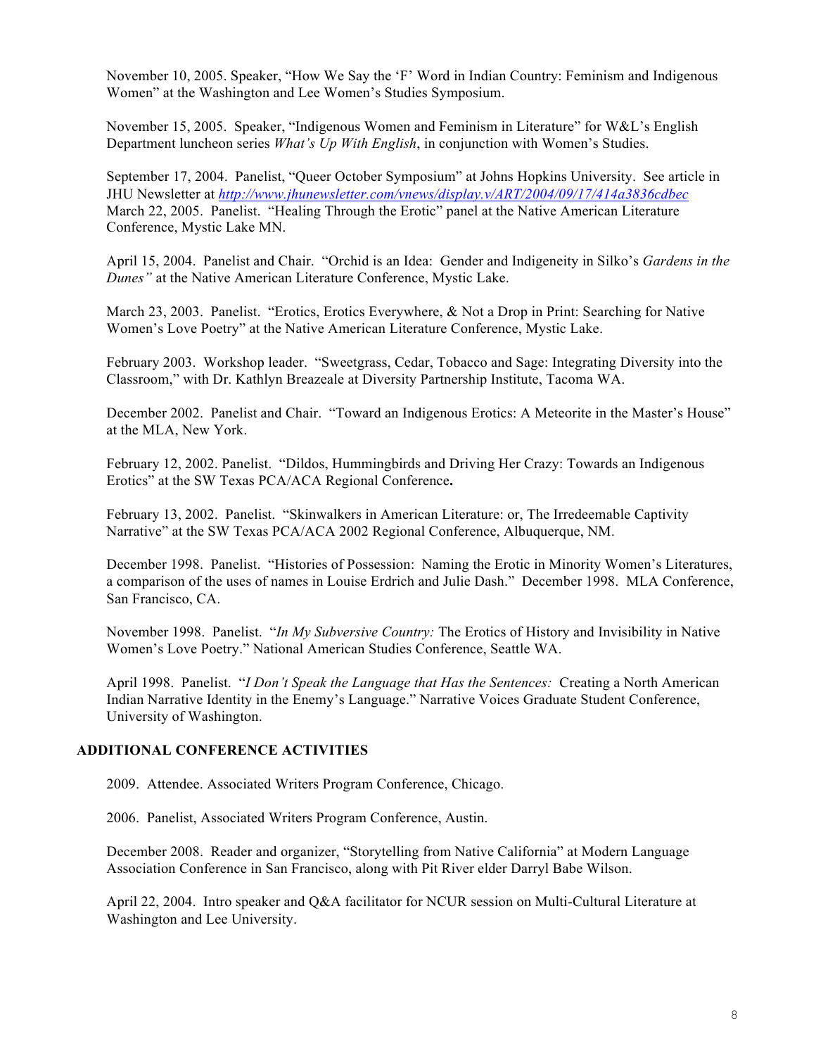November 10, 2005. Speaker, "How We Say the 'F' Word in Indian Country: Feminism and Indigenous Women" at the Washington and Lee Women's Studies Symposium.

November 15, 2005. Speaker, "Indigenous Women and Feminism in Literature" for W&L's English Department luncheon series *What's Up With English*, in conjunction with Women's Studies.

September 17, 2004. Panelist, "Queer October Symposium" at Johns Hopkins University. See article in JHU Newsletter at *http://www.jhunewsletter.com/vnews/display.v/ART/2004/09/17/414a3836cdbec*
March 22, 2005. Panelist. "Healing Through the Erotic" panel at the Native American Literature Conference, Mystic Lake MN.

April 15, 2004. Panelist and Chair. "Orchid is an Idea: Gender and Indigeneity in Silko's *Gardens in the Dunes"* at the Native American Literature Conference, Mystic Lake.

March 23, 2003. Panelist. "Erotics, Erotics Everywhere, & Not a Drop in Print: Searching for Native Women's Love Poetry" at the Native American Literature Conference, Mystic Lake.

February 2003. Workshop leader. "Sweetgrass, Cedar, Tobacco and Sage: Integrating Diversity into the Classroom," with Dr. Kathlyn Breazeale at Diversity Partnership Institute, Tacoma WA.

December 2002. Panelist and Chair. "Toward an Indigenous Erotics: A Meteorite in the Master's House" at the MLA, New York.

February 12, 2002. Panelist. "Dildos, Hummingbirds and Driving Her Crazy: Towards an Indigenous Erotics" at the SW Texas PCA/ACA Regional Conference**.**

February 13, 2002. Panelist. "Skinwalkers in American Literature: or, The Irredeemable Captivity Narrative" at the SW Texas PCA/ACA 2002 Regional Conference, Albuquerque, NM.

December 1998. Panelist. "Histories of Possession: Naming the Erotic in Minority Women's Literatures, a comparison of the uses of names in Louise Erdrich and Julie Dash." December 1998. MLA Conference, San Francisco, CA.

November 1998. Panelist. "*In My Subversive Country:* The Erotics of History and Invisibility in Native Women's Love Poetry." National American Studies Conference, Seattle WA.

April 1998. Panelist. "*I Don't Speak the Language that Has the Sentences:* Creating a North American Indian Narrative Identity in the Enemy's Language." Narrative Voices Graduate Student Conference, University of Washington.

## ADDITIONAL CONFERENCE ACTIVITIES

2009. Attendee. Associated Writers Program Conference, Chicago.

2006. Panelist, Associated Writers Program Conference, Austin.

December 2008. Reader and organizer, "Storytelling from Native California" at Modern Language Association Conference in San Francisco, along with Pit River elder Darryl Babe Wilson.

April 22, 2004. Intro speaker and Q&A facilitator for NCUR session on Multi-Cultural Literature at Washington and Lee University.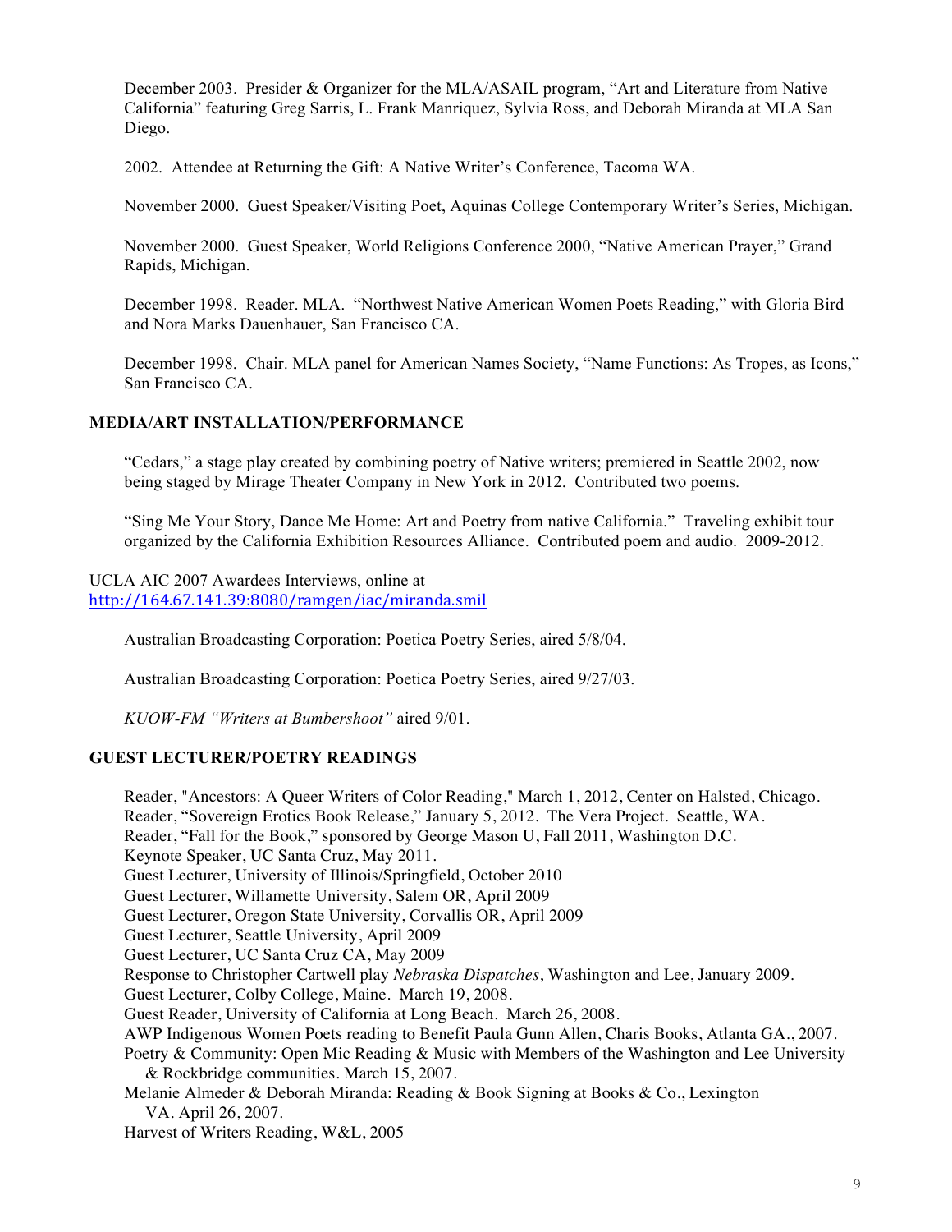December 2003. Presider & Organizer for the MLA/ASAIL program, "Art and Literature from Native California" featuring Greg Sarris, L. Frank Manriquez, Sylvia Ross, and Deborah Miranda at MLA San Diego.

2002. Attendee at Returning the Gift: A Native Writer's Conference, Tacoma WA.

November 2000. Guest Speaker/Visiting Poet, Aquinas College Contemporary Writer's Series, Michigan.

November 2000. Guest Speaker, World Religions Conference 2000, "Native American Prayer," Grand Rapids, Michigan.

December 1998. Reader. MLA. "Northwest Native American Women Poets Reading," with Gloria Bird and Nora Marks Dauenhauer, San Francisco CA.

December 1998. Chair. MLA panel for American Names Society, "Name Functions: As Tropes, as Icons," San Francisco CA.

## MEDIA/ART INSTALLATION/PERFORMANCE

"Cedars," a stage play created by combining poetry of Native writers; premiered in Seattle 2002, now being staged by Mirage Theater Company in New York in 2012. Contributed two poems.

"Sing Me Your Story, Dance Me Home: Art and Poetry from native California." Traveling exhibit tour organized by the California Exhibition Resources Alliance. Contributed poem and audio. 2009-2012.

UCLA AIC 2007 Awardees Interviews, online at http://164.67.141.39:8080/ramgen/iac/miranda.smil

Australian Broadcasting Corporation: Poetica Poetry Series, aired 5/8/04.

Australian Broadcasting Corporation: Poetica Poetry Series, aired 9/27/03.

*KUOW-FM "Writers at Bumbershoot"* aired 9/01.

## GUEST LECTURER/POETRY READINGS

Reader, "Ancestors: A Queer Writers of Color Reading," March 1, 2012, Center on Halsted, Chicago.
Reader, "Sovereign Erotics Book Release," January 5, 2012. The Vera Project. Seattle, WA.
Reader, "Fall for the Book," sponsored by George Mason U, Fall 2011, Washington D.C.
Keynote Speaker, UC Santa Cruz, May 2011.
Guest Lecturer, University of Illinois/Springfield, October 2010
Guest Lecturer, Willamette University, Salem OR, April 2009
Guest Lecturer, Oregon State University, Corvallis OR, April 2009
Guest Lecturer, Seattle University, April 2009
Guest Lecturer, UC Santa Cruz CA, May 2009
Response to Christopher Cartwell play *Nebraska Dispatches*, Washington and Lee, January 2009.
Guest Lecturer, Colby College, Maine. March 19, 2008.
Guest Reader, University of California at Long Beach. March 26, 2008.
AWP Indigenous Women Poets reading to Benefit Paula Gunn Allen, Charis Books, Atlanta GA., 2007.
Poetry & Community: Open Mic Reading & Music with Members of the Washington and Lee University & Rockbridge communities. March 15, 2007.
Melanie Almeder & Deborah Miranda: Reading & Book Signing at Books & Co., Lexington VA. April 26, 2007.
Harvest of Writers Reading, W&L, 2005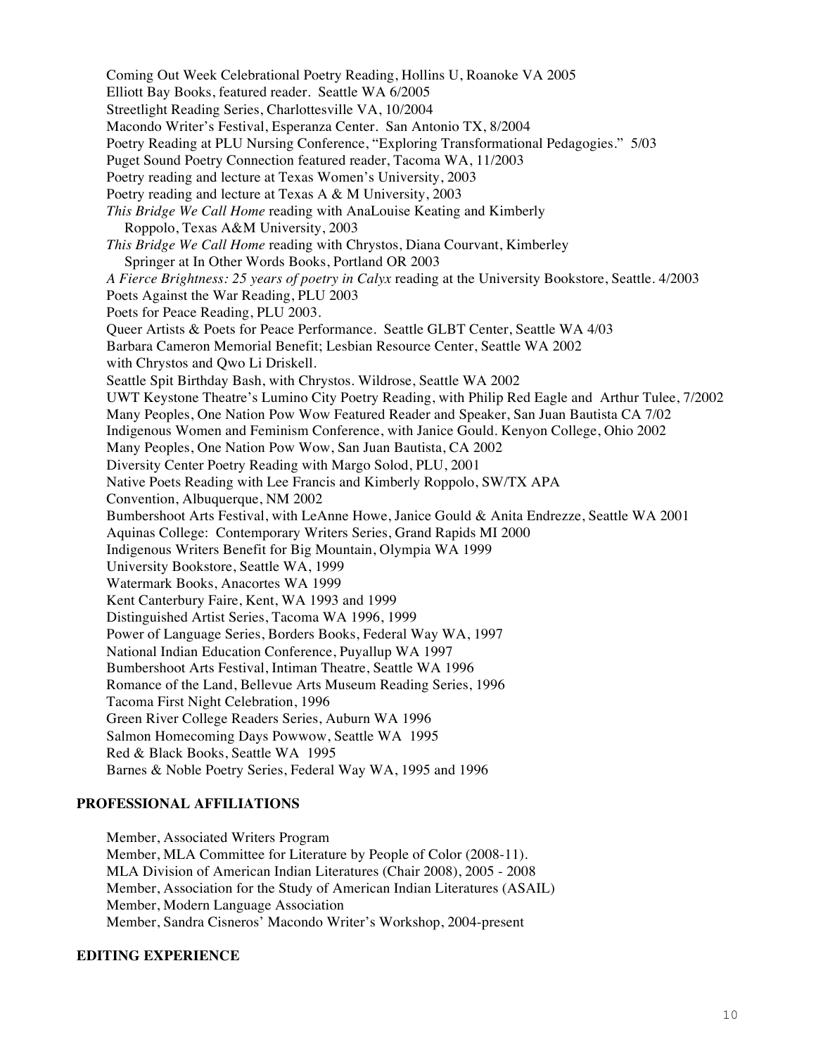Coming Out Week Celebrational Poetry Reading, Hollins U, Roanoke VA 2005
Elliott Bay Books, featured reader. Seattle WA 6/2005
Streetlight Reading Series, Charlottesville VA, 10/2004
Macondo Writer's Festival, Esperanza Center. San Antonio TX, 8/2004
Poetry Reading at PLU Nursing Conference, "Exploring Transformational Pedagogies." 5/03
Puget Sound Poetry Connection featured reader, Tacoma WA, 11/2003
Poetry reading and lecture at Texas Women's University, 2003
Poetry reading and lecture at Texas A & M University, 2003
*This Bridge We Call Home* reading with AnaLouise Keating and Kimberly Roppolo, Texas A&M University, 2003
*This Bridge We Call Home* reading with Chrystos, Diana Courvant, Kimberley Springer at In Other Words Books, Portland OR 2003
*A Fierce Brightness: 25 years of poetry in Calyx* reading at the University Bookstore, Seattle. 4/2003
Poets Against the War Reading, PLU 2003
Poets for Peace Reading, PLU 2003.
Queer Artists & Poets for Peace Performance. Seattle GLBT Center, Seattle WA 4/03
Barbara Cameron Memorial Benefit; Lesbian Resource Center, Seattle WA 2002 with Chrystos and Qwo Li Driskell.
Seattle Spit Birthday Bash, with Chrystos. Wildrose, Seattle WA 2002
UWT Keystone Theatre's Lumino City Poetry Reading, with Philip Red Eagle and Arthur Tulee, 7/2002
Many Peoples, One Nation Pow Wow Featured Reader and Speaker, San Juan Bautista CA 7/02
Indigenous Women and Feminism Conference, with Janice Gould. Kenyon College, Ohio 2002
Many Peoples, One Nation Pow Wow, San Juan Bautista, CA 2002
Diversity Center Poetry Reading with Margo Solod, PLU, 2001
Native Poets Reading with Lee Francis and Kimberly Roppolo, SW/TX APA Convention, Albuquerque, NM 2002
Bumbershoot Arts Festival, with LeAnne Howe, Janice Gould & Anita Endrezze, Seattle WA 2001
Aquinas College: Contemporary Writers Series, Grand Rapids MI 2000
Indigenous Writers Benefit for Big Mountain, Olympia WA 1999
University Bookstore, Seattle WA, 1999
Watermark Books, Anacortes WA 1999
Kent Canterbury Faire, Kent, WA 1993 and 1999
Distinguished Artist Series, Tacoma WA 1996, 1999
Power of Language Series, Borders Books, Federal Way WA, 1997
National Indian Education Conference, Puyallup WA 1997
Bumbershoot Arts Festival, Intiman Theatre, Seattle WA 1996
Romance of the Land, Bellevue Arts Museum Reading Series, 1996
Tacoma First Night Celebration, 1996
Green River College Readers Series, Auburn WA 1996
Salmon Homecoming Days Powwow, Seattle WA 1995
Red & Black Books, Seattle WA 1995
Barnes & Noble Poetry Series, Federal Way WA, 1995 and 1996

## PROFESSIONAL AFFILIATIONS

Member, Associated Writers Program
Member, MLA Committee for Literature by People of Color (2008-11).
MLA Division of American Indian Literatures (Chair 2008), 2005 - 2008
Member, Association for the Study of American Indian Literatures (ASAIL)
Member, Modern Language Association
Member, Sandra Cisneros' Macondo Writer's Workshop, 2004-present

## EDITING EXPERIENCE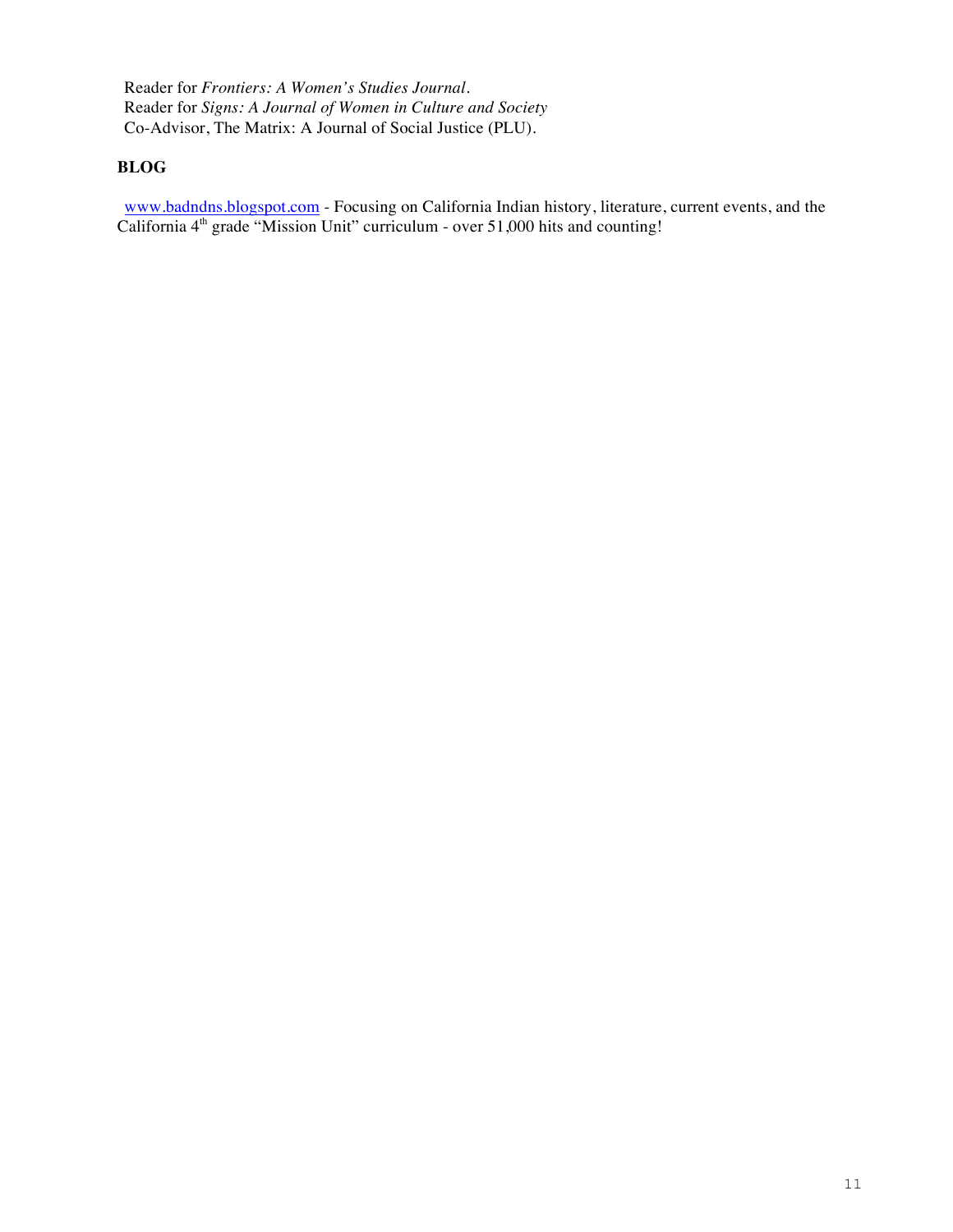Reader for *Frontiers: A Women's Studies Journal*.
Reader for *Signs: A Journal of Women in Culture and Society*
Co-Advisor, The Matrix: A Journal of Social Justice (PLU).

**BLOG**

www.badndns.blogspot.com - Focusing on California Indian history, literature, current events, and the California 4th grade "Mission Unit" curriculum - over 51,000 hits and counting!